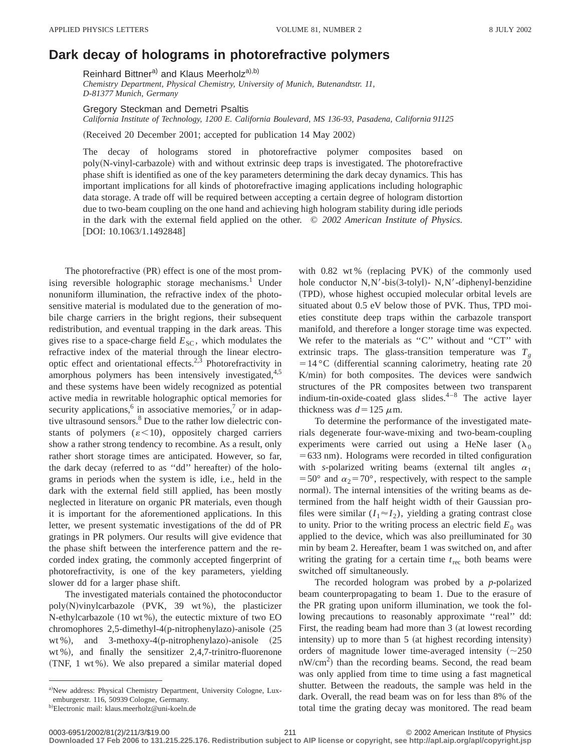# Dark decay of holograms in photorefractive polymers

Reinhard Bittner[a)] and Klaus Meerholz[a),b)]

*Chemistry Department, Physical Chemistry, University of Munich, Butenandtstr. 11, D-81377 Munich, Germany*

Gregory Steckman and Demetri Psaltis

*California Institute of Technology, 1200 E. California Boulevard, MS 136-93, Pasadena, California 91125*

(Received 20 December 2001; accepted for publication 14 May 2002)

The decay of holograms stored in photorefractive polymer composites based on poly(N-vinyl-carbazole) with and without extrinsic deep traps is investigated. The photorefractive phase shift is identified as one of the key parameters determining the dark decay dynamics. This has important implications for all kinds of photorefractive imaging applications including holographic data storage. A trade off will be required between accepting a certain degree of hologram distortion due to two-beam coupling on the one hand and achieving high hologram stability during idle periods in the dark with the external field applied on the other. © *2002 American Institute of Physics.* [DOI: 10.1063/1.1492848]

The photorefractive (PR) effect is one of the most promising reversible holographic storage mechanisms.[1] Under nonuniform illumination, the refractive index of the photosensitive material is modulated due to the generation of mobile charge carriers in the bright regions, their subsequent redistribution, and eventual trapping in the dark areas. This gives rise to a space-charge field $E_{SC}$, which modulates the refractive index of the material through the linear electro-optic effect and orientational effects.[2,3] Photorefractivity in amorphous polymers has been intensively investigated,[4,5] and these systems have been widely recognized as potential active media in rewritable holographic optical memories for security applications,[6] in associative memories,[7] or in adaptive ultrasound sensors.[8] Due to the rather low dielectric constants of polymers ($\varepsilon<10$), oppositely charged carriers show a rather strong tendency to recombine. As a result, only rather short storage times are anticipated. However, so far, the dark decay (referred to as "dd" hereafter) of the holograms in periods when the system is idle, i.e., held in the dark with the external field still applied, has been mostly neglected in literature on organic PR materials, even though it is important for the aforementioned applications. In this letter, we present systematic investigations of the dd of PR gratings in PR polymers. Our results will give evidence that the phase shift between the interference pattern and the recorded index grating, the commonly accepted fingerprint of photorefractivity, is one of the key parameters, yielding slower dd for a larger phase shift.

The investigated materials contained the photoconductor poly(N)vinylcarbazole (PVK, 39 wt %), the plasticizer N-ethylcarbazole (10 wt %), the eutectic mixture of two EO chromophores 2,5-dimethyl-4(p-nitrophenylazo)-anisole (25 wt %), and 3-methoxy-4(p-nitrophenylazo)-anisole (25 wt %), and finally the sensitizer 2,4,7-trinitro-fluorenone (TNF, 1 wt %). We also prepared a similar material doped with 0.82 wt % (replacing PVK) of the commonly used hole conductor N,N′-bis(3-tolyl)- N,N′-diphenyl-benzidine (TPD), whose highest occupied molecular orbital levels are situated about 0.5 eV below those of PVK. Thus, TPD moieties constitute deep traps within the carbazole transport manifold, and therefore a longer storage time was expected. We refer to the materials as "C" without and "CT" with extrinsic traps. The glass-transition temperature was $T_g = 14\,°\mathrm{C}$ (differential scanning calorimetry, heating rate 20 K/min) for both composites. The devices were sandwich structures of the PR composites between two transparent indium-tin-oxide-coated glass slides.[4–8] The active layer thickness was $d=125\,\mu\mathrm{m}$.

To determine the performance of the investigated materials degenerate four-wave-mixing and two-beam-coupling experiments were carried out using a HeNe laser ($\lambda_0 = 633$ nm). Holograms were recorded in tilted configuration with *s*-polarized writing beams (external tilt angles $\alpha_1 = 50°$ and $\alpha_2 = 70°$, respectively, with respect to the sample normal). The internal intensities of the writing beams as determined from the half height width of their Gaussian profiles were similar ($I_1 \approx I_2$), yielding a grating contrast close to unity. Prior to the writing process an electric field $E_0$ was applied to the device, which was also preilluminated for 30 min by beam 2. Hereafter, beam 1 was switched on, and after writing the grating for a certain time $t_{\mathrm{rec}}$ both beams were switched off simultaneously.

The recorded hologram was probed by a *p*-polarized beam counterpropagating to beam 1. Due to the erasure of the PR grating upon uniform illumination, we took the following precautions to reasonably approximate "real" dd: First, the reading beam had more than 3 (at lowest recording intensity) up to more than 5 (at highest recording intensity) orders of magnitude lower time-averaged intensity (~250 nW/cm$^2$) than the recording beams. Second, the read beam was only applied from time to time using a fast magnetical shutter. Between the readouts, the sample was held in the dark. Overall, the read beam was on for less than 8% of the total time the grating decay was monitored. The read beam

---

[a)] New address: Physical Chemistry Department, University Cologne, Luxemburgerstr. 116, 50939 Cologne, Germany.

[b)] Electronic mail: klaus.meerholz@uni-koeln.de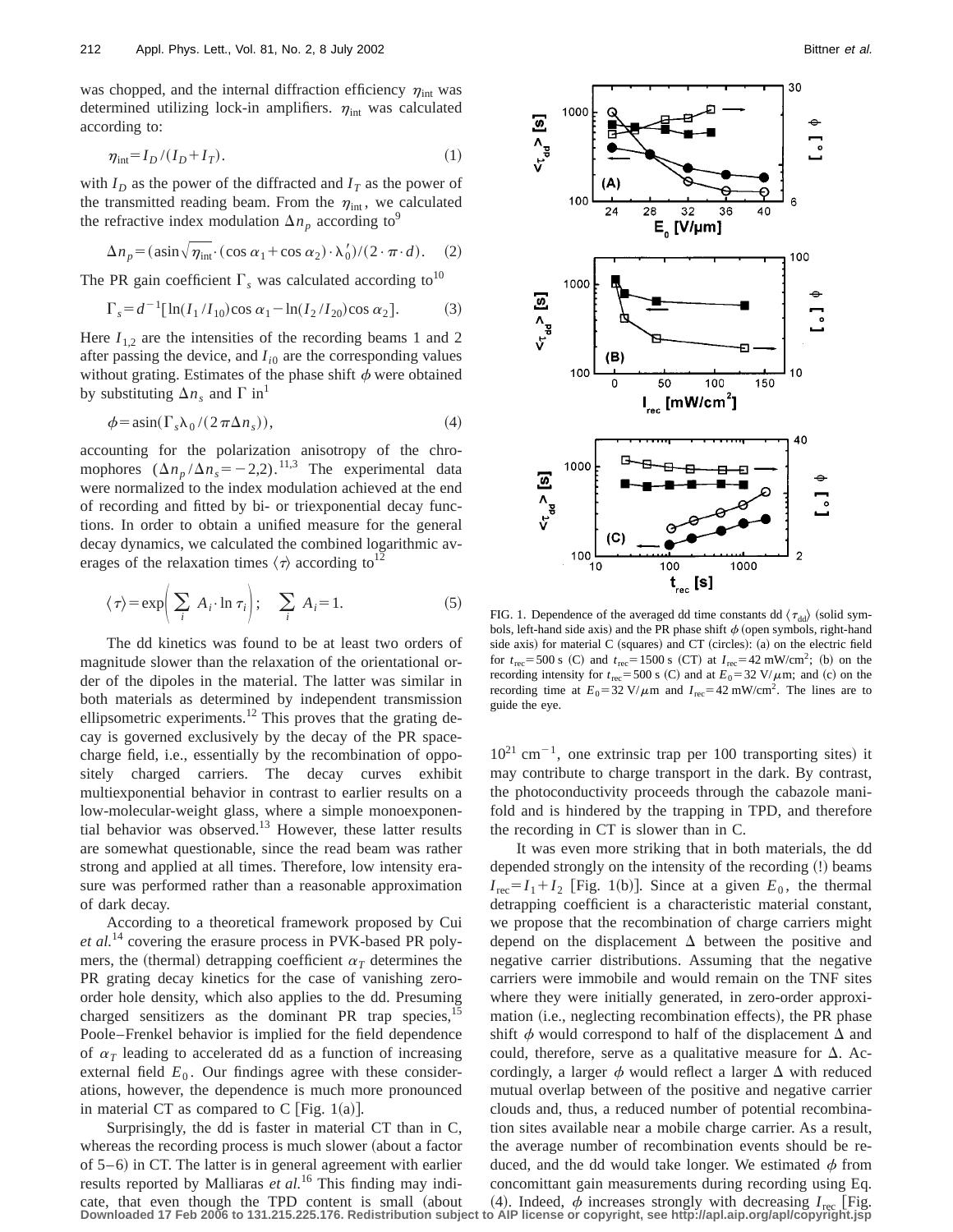was chopped, and the internal diffraction efficiency $\eta_{int}$ was determined utilizing lock-in amplifiers. $\eta_{int}$ was calculated according to:

$$\eta_{int} = I_D/(I_D + I_T). \tag{1}$$

with $I_D$ as the power of the diffracted and $I_T$ as the power of the transmitted reading beam. From the $\eta_{int}$, we calculated the refractive index modulation $\Delta n_p$ according to[9]

$$\Delta n_p = (\text{asin}\sqrt{\eta_{int}} \cdot (\cos\alpha_1 + \cos\alpha_2) \cdot \lambda_0')/(2 \cdot \pi \cdot d). \tag{2}$$

The PR gain coefficient $\Gamma_s$ was calculated according to[10]

$$\Gamma_s = d^{-1}[\ln(I_1/I_{10})\cos\alpha_1 - \ln(I_2/I_{20})\cos\alpha_2]. \tag{3}$$

Here $I_{1,2}$ are the intensities of the recording beams 1 and 2 after passing the device, and $I_{i0}$ are the corresponding values without grating. Estimates of the phase shift $\phi$ were obtained by substituting $\Delta n_s$ and $\Gamma$ in[1]

$$\phi = \text{asin}(\Gamma_s \lambda_0/(2\pi\Delta n_s)), \tag{4}$$

accounting for the polarization anisotropy of the chromophores ($\Delta n_p/\Delta n_s = -2{,}2$).[11,3] The experimental data were normalized to the index modulation achieved at the end of recording and fitted by bi- or triexponential decay functions. In order to obtain a unified measure for the general decay dynamics, we calculated the combined logarithmic averages of the relaxation times $\langle\tau\rangle$ according to[12]

$$\langle\tau\rangle = \exp\left(\sum_i A_i \cdot \ln\tau_i\right); \quad \sum_i A_i = 1. \tag{5}$$

The dd kinetics was found to be at least two orders of magnitude slower than the relaxation of the orientational order of the dipoles in the material. The latter was similar in both materials as determined by independent transmission ellipsometric experiments.[12] This proves that the grating decay is governed exclusively by the decay of the PR space-charge field, i.e., essentially by the recombination of oppositely charged carriers. The decay curves exhibit multiexponential behavior in contrast to earlier results on a low-molecular-weight glass, where a simple monoexponential behavior was observed.[13] However, these latter results are somewhat questionable, since the read beam was rather strong and applied at all times. Therefore, low intensity erasure was performed rather than a reasonable approximation of dark decay.

According to a theoretical framework proposed by Cui *et al.*[14] covering the erasure process in PVK-based PR polymers, the (thermal) detrapping coefficient $\alpha_T$ determines the PR grating decay kinetics for the case of vanishing zero-order hole density, which also applies to the dd. Presuming charged sensitizers as the dominant PR trap species,[15] Poole–Frenkel behavior is implied for the field dependence of $\alpha_T$ leading to accelerated dd as a function of increasing external field $E_0$. Our findings agree with these considerations, however, the dependence is much more pronounced in material CT as compared to C [Fig. 1(a)].

Surprisingly, the dd is faster in material CT than in C, whereas the recording process is much slower (about a factor of 5–6) in CT. The latter is in general agreement with earlier results reported by Malliaras *et al.*[16] This finding may indicate, that even though the TPD content is small (about $10^{21}$ cm$^{-1}$, one extrinsic trap per 100 transporting sites) it may contribute to charge transport in the dark. By contrast, the photoconductivity proceeds through the cabazole manifold and is hindered by the trapping in TPD, and therefore the recording in CT is slower than in C.

FIG. 1. Dependence of the averaged dd time constants dd $\langle\tau_{dd}\rangle$ (solid symbols, left-hand side axis) and the PR phase shift $\phi$ (open symbols, right-hand side axis) for material C (squares) and CT (circles): (a) on the electric field for $t_{rec}$=500 s (C) and $t_{rec}$=1500 s (CT) at $I_{rec}$=42 mW/cm$^2$; (b) on the recording intensity for $t_{rec}$=500 s (C) and at $E_0$=32 V/$\mu$m; and (c) on the recording time at $E_0$=32 V/$\mu$m and $I_{rec}$=42 mW/cm$^2$. The lines are to guide the eye.

It was even more striking that in both materials, the dd depended strongly on the intensity of the recording (!) beams $I_{rec} = I_1 + I_2$ [Fig. 1(b)]. Since at a given $E_0$, the thermal detrapping coefficient is a characteristic material constant, we propose that the recombination of charge carriers might depend on the displacement $\Delta$ between the positive and negative carrier distributions. Assuming that the negative carriers were immobile and would remain on the TNF sites where they were initially generated, in zero-order approximation (i.e., neglecting recombination effects), the PR phase shift $\phi$ would correspond to half of the displacement $\Delta$ and could, therefore, serve as a qualitative measure for $\Delta$. Accordingly, a larger $\phi$ would reflect a larger $\Delta$ with reduced mutual overlap between of the positive and negative carrier clouds and, thus, a reduced number of potential recombination sites available near a mobile charge carrier. As a result, the average number of recombination events should be reduced, and the dd would take longer. We estimated $\phi$ from concomittant gain measurements during recording using Eq. (4). Indeed, $\phi$ increases strongly with decreasing $I_{rec}$ [Fig.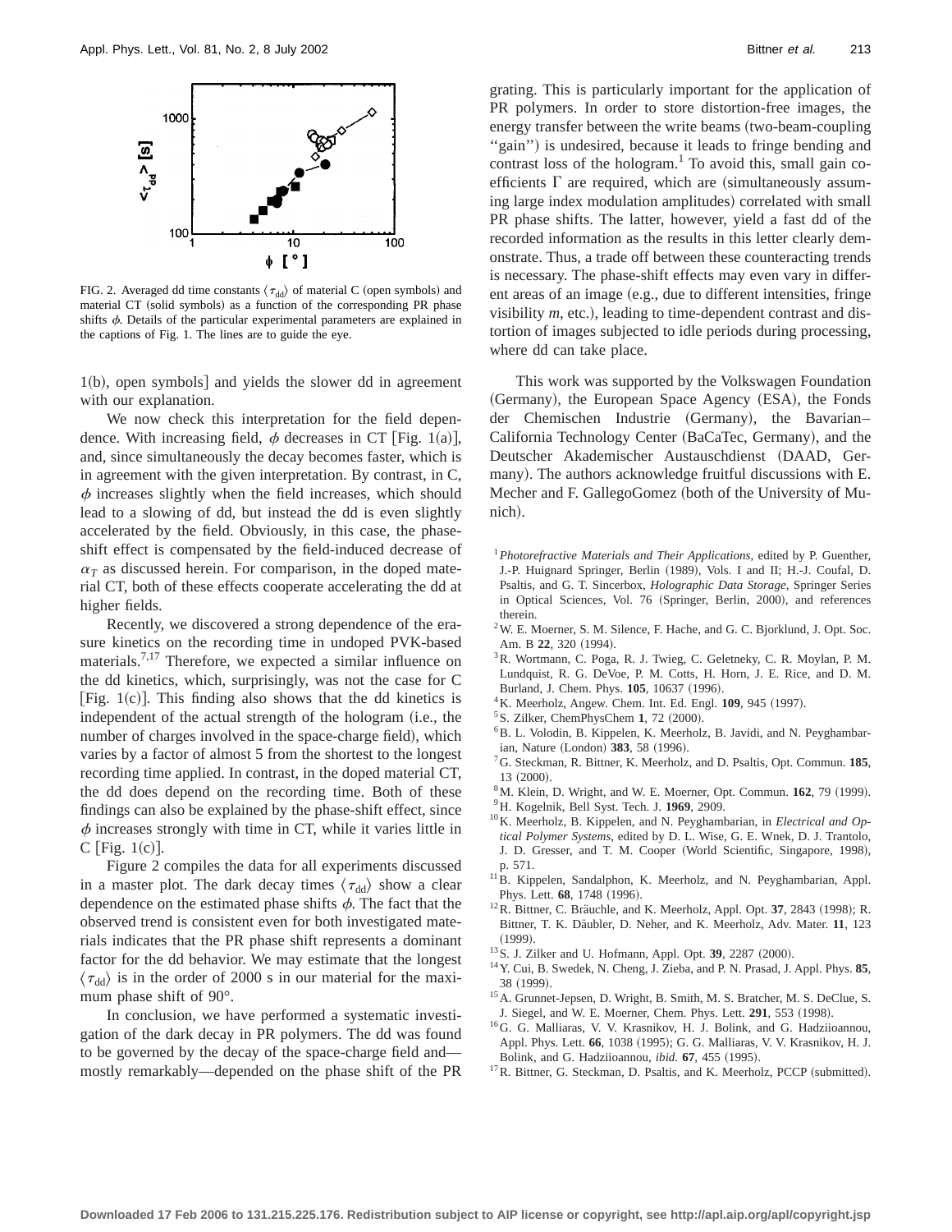1000

$<\tau_{dd}>$ [s]

100

1

10

100

$\phi$ [°]

FIG. 2. Averaged dd time constants $\langle\tau_{dd}\rangle$ of material C (open symbols) and material CT (solid symbols) as a function of the corresponding PR phase shifts $\phi$. Details of the particular experimental parameters are explained in the captions of Fig. 1. The lines are to guide the eye.

1(b), open symbols] and yields the slower dd in agreement with our explanation.

We now check this interpretation for the field dependence. With increasing field, $\phi$ decreases in CT [Fig. 1(a)], and, since simultaneously the decay becomes faster, which is in agreement with the given interpretation. By contrast, in C, $\phi$ increases slightly when the field increases, which should lead to a slowing of dd, but instead the dd is even slightly accelerated by the field. Obviously, in this case, the phase-shift effect is compensated by the field-induced decrease of $\alpha_T$ as discussed herein. For comparison, in the doped material CT, both of these effects cooperate accelerating the dd at higher fields.

Recently, we discovered a strong dependence of the erasure kinetics on the recording time in undoped PVK-based materials.[7,17] Therefore, we expected a similar influence on the dd kinetics, which, surprisingly, was not the case for C [Fig. 1(c)]. This finding also shows that the dd kinetics is independent of the actual strength of the hologram (i.e., the number of charges involved in the space-charge field), which varies by a factor of almost 5 from the shortest to the longest recording time applied. In contrast, in the doped material CT, the dd does depend on the recording time. Both of these findings can also be explained by the phase-shift effect, since $\phi$ increases strongly with time in CT, while it varies little in C [Fig. 1(c)].

Figure 2 compiles the data for all experiments discussed in a master plot. The dark decay times $\langle\tau_{dd}\rangle$ show a clear dependence on the estimated phase shifts $\phi$. The fact that the observed trend is consistent even for both investigated materials indicates that the PR phase shift represents a dominant factor for the dd behavior. We may estimate that the longest $\langle\tau_{dd}\rangle$ is in the order of 2000 s in our material for the maximum phase shift of 90°.

In conclusion, we have performed a systematic investigation of the dark decay in PR polymers. The dd was found to be governed by the decay of the space-charge field and—mostly remarkably—depended on the phase shift of the PR grating. This is particularly important for the application of PR polymers. In order to store distortion-free images, the energy transfer between the write beams (two-beam-coupling "gain") is undesired, because it leads to fringe bending and contrast loss of the hologram.[1] To avoid this, small gain coefficients $\Gamma$ are required, which are (simultaneously assuming large index modulation amplitudes) correlated with small PR phase shifts. The latter, however, yield a fast dd of the recorded information as the results in this letter clearly demonstrate. Thus, a trade off between these counteracting trends is necessary. The phase-shift effects may even vary in different areas of an image (e.g., due to different intensities, fringe visibility $m$, etc.), leading to time-dependent contrast and distortion of images subjected to idle periods during processing, where dd can take place.

This work was supported by the Volkswagen Foundation (Germany), the European Space Agency (ESA), the Fonds der Chemischen Industrie (Germany), the Bavarian–California Technology Center (BaCaTec, Germany), and the Deutscher Akademischer Austauschdienst (DAAD, Germany). The authors acknowledge fruitful discussions with E. Mecher and F. GallegoGomez (both of the University of Munich).

[1] *Photorefractive Materials and Their Applications*, edited by P. Guenther, J.-P. Huignard Springer, Berlin (1989), Vols. I and II; H.-J. Coufal, D. Psaltis, and G. T. Sincerbox, *Holographic Data Storage*, Springer Series in Optical Sciences, Vol. 76 (Springer, Berlin, 2000), and references therein.

[2] W. E. Moerner, S. M. Silence, F. Hache, and G. C. Bjorklund, J. Opt. Soc. Am. B **22**, 320 (1994).

[3] R. Wortmann, C. Poga, R. J. Twieg, C. Geletneky, C. R. Moylan, P. M. Lundquist, R. G. DeVoe, P. M. Cotts, H. Horn, J. E. Rice, and D. M. Burland, J. Chem. Phys. **105**, 10637 (1996).

[4] K. Meerholz, Angew. Chem. Int. Ed. Engl. **109**, 945 (1997).

[5] S. Zilker, ChemPhysChem **1**, 72 (2000).

[6] B. L. Volodin, B. Kippelen, K. Meerholz, B. Javidi, and N. Peyghambarian, Nature (London) **383**, 58 (1996).

[7] G. Steckman, R. Bittner, K. Meerholz, and D. Psaltis, Opt. Commun. **185**, 13 (2000).

[8] M. Klein, D. Wright, and W. E. Moerner, Opt. Commun. **162**, 79 (1999).

[9] H. Kogelnik, Bell Syst. Tech. J. **1969**, 2909.

[10] K. Meerholz, B. Kippelen, and N. Peyghambarian, in *Electrical and Optical Polymer Systems*, edited by D. L. Wise, G. E. Wnek, D. J. Trantolo, J. D. Gresser, and T. M. Cooper (World Scientific, Singapore, 1998), p. 571.

[11] B. Kippelen, Sandalphon, K. Meerholz, and N. Peyghambarian, Appl. Phys. Lett. **68**, 1748 (1996).

[12] R. Bittner, C. Bräuchle, and K. Meerholz, Appl. Opt. **37**, 2843 (1998); R. Bittner, T. K. Däubler, D. Neher, and K. Meerholz, Adv. Mater. **11**, 123 (1999).

[13] S. J. Zilker and U. Hofmann, Appl. Opt. **39**, 2287 (2000).

[14] Y. Cui, B. Swedek, N. Cheng, J. Zieba, and P. N. Prasad, J. Appl. Phys. **85**, 38 (1999).

[15] A. Grunnet-Jepsen, D. Wright, B. Smith, M. S. Bratcher, M. S. DeClue, S. J. Siegel, and W. E. Moerner, Chem. Phys. Lett. **291**, 553 (1998).

[16] G. G. Malliaras, V. V. Krasnikov, H. J. Bolink, and G. Hadziioannou, Appl. Phys. Lett. **66**, 1038 (1995); G. G. Malliaras, V. V. Krasnikov, H. J. Bolink, and G. Hadziioannou, *ibid.* **67**, 455 (1995).

[17] R. Bittner, G. Steckman, D. Psaltis, and K. Meerholz, PCCP (submitted).